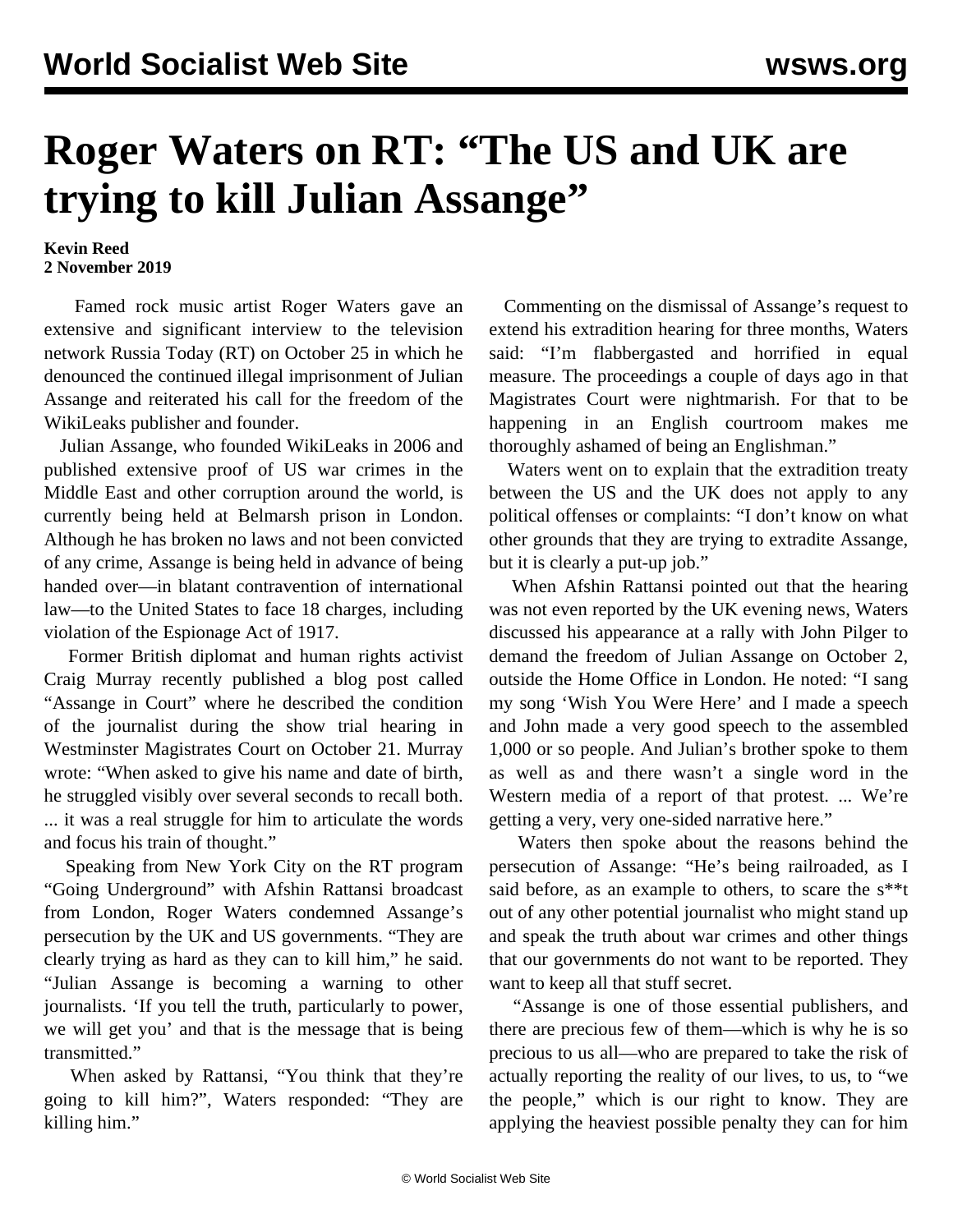# Roger Waters on RT: "The US and UK are trying to kill Julian Assange"

**Kevin Reed**
**2 November 2019**

Famed rock music artist Roger Waters gave an extensive and significant interview to the television network Russia Today (RT) on October 25 in which he denounced the continued illegal imprisonment of Julian Assange and reiterated his call for the freedom of the WikiLeaks publisher and founder.

Julian Assange, who founded WikiLeaks in 2006 and published extensive proof of US war crimes in the Middle East and other corruption around the world, is currently being held at Belmarsh prison in London. Although he has broken no laws and not been convicted of any crime, Assange is being held in advance of being handed over—in blatant contravention of international law—to the United States to face 18 charges, including violation of the Espionage Act of 1917.

Former British diplomat and human rights activist Craig Murray recently published a blog post called "Assange in Court" where he described the condition of the journalist during the show trial hearing in Westminster Magistrates Court on October 21. Murray wrote: "When asked to give his name and date of birth, he struggled visibly over several seconds to recall both. ... it was a real struggle for him to articulate the words and focus his train of thought."

Speaking from New York City on the RT program "Going Underground" with Afshin Rattansi broadcast from London, Roger Waters condemned Assange's persecution by the UK and US governments. "They are clearly trying as hard as they can to kill him," he said. "Julian Assange is becoming a warning to other journalists. 'If you tell the truth, particularly to power, we will get you' and that is the message that is being transmitted."

When asked by Rattansi, "You think that they're going to kill him?", Waters responded: "They are killing him."

Commenting on the dismissal of Assange's request to extend his extradition hearing for three months, Waters said: "I'm flabbergasted and horrified in equal measure. The proceedings a couple of days ago in that Magistrates Court were nightmarish. For that to be happening in an English courtroom makes me thoroughly ashamed of being an Englishman."

Waters went on to explain that the extradition treaty between the US and the UK does not apply to any political offenses or complaints: "I don't know on what other grounds that they are trying to extradite Assange, but it is clearly a put-up job."

When Afshin Rattansi pointed out that the hearing was not even reported by the UK evening news, Waters discussed his appearance at a rally with John Pilger to demand the freedom of Julian Assange on October 2, outside the Home Office in London. He noted: "I sang my song 'Wish You Were Here' and I made a speech and John made a very good speech to the assembled 1,000 or so people. And Julian's brother spoke to them as well as and there wasn't a single word in the Western media of a report of that protest. ... We're getting a very, very one-sided narrative here."

Waters then spoke about the reasons behind the persecution of Assange: "He's being railroaded, as I said before, as an example to others, to scare the s**t out of any other potential journalist who might stand up and speak the truth about war crimes and other things that our governments do not want to be reported. They want to keep all that stuff secret.

"Assange is one of those essential publishers, and there are precious few of them—which is why he is so precious to us all—who are prepared to take the risk of actually reporting the reality of our lives, to us, to "we the people," which is our right to know. They are applying the heaviest possible penalty they can for him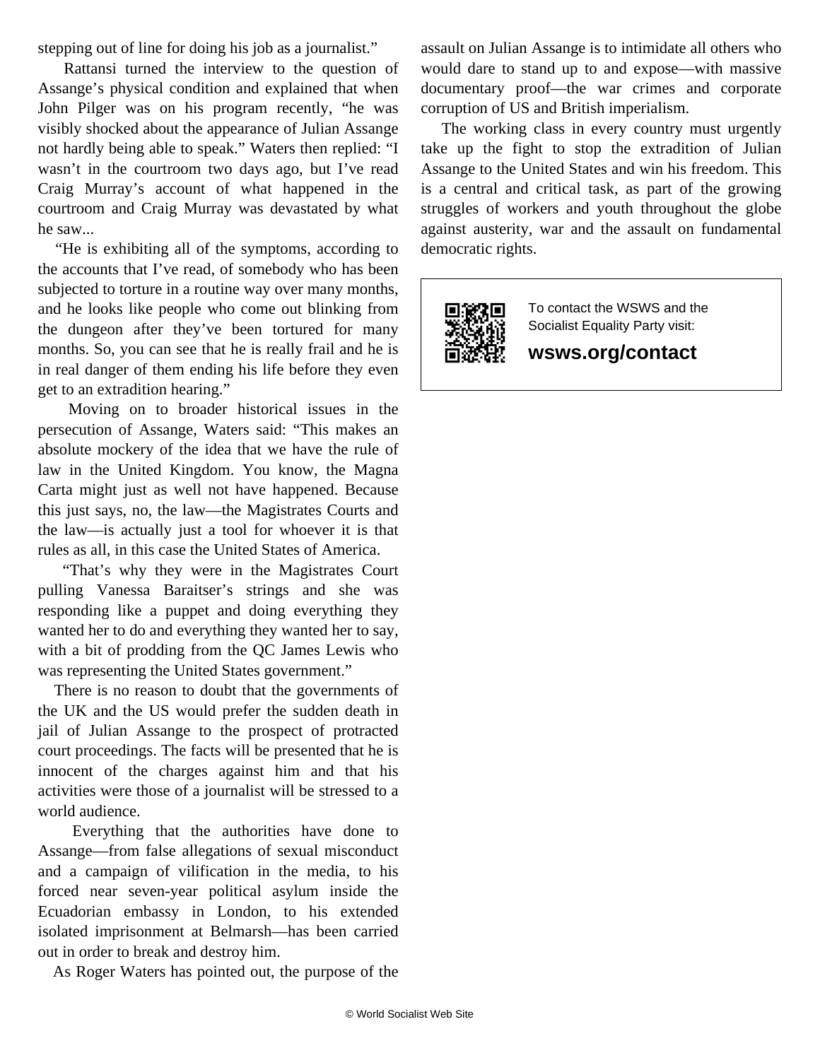stepping out of line for doing his job as a journalist."

Rattansi turned the interview to the question of Assange's physical condition and explained that when John Pilger was on his program recently, "he was visibly shocked about the appearance of Julian Assange not hardly being able to speak." Waters then replied: "I wasn't in the courtroom two days ago, but I've read Craig Murray's account of what happened in the courtroom and Craig Murray was devastated by what he saw...

"He is exhibiting all of the symptoms, according to the accounts that I've read, of somebody who has been subjected to torture in a routine way over many months, and he looks like people who come out blinking from the dungeon after they've been tortured for many months. So, you can see that he is really frail and he is in real danger of them ending his life before they even get to an extradition hearing."

Moving on to broader historical issues in the persecution of Assange, Waters said: "This makes an absolute mockery of the idea that we have the rule of law in the United Kingdom. You know, the Magna Carta might just as well not have happened. Because this just says, no, the law—the Magistrates Courts and the law—is actually just a tool for whoever it is that rules as all, in this case the United States of America.

"That's why they were in the Magistrates Court pulling Vanessa Baraitser's strings and she was responding like a puppet and doing everything they wanted her to do and everything they wanted her to say, with a bit of prodding from the QC James Lewis who was representing the United States government."

There is no reason to doubt that the governments of the UK and the US would prefer the sudden death in jail of Julian Assange to the prospect of protracted court proceedings. The facts will be presented that he is innocent of the charges against him and that his activities were those of a journalist will be stressed to a world audience.

Everything that the authorities have done to Assange—from false allegations of sexual misconduct and a campaign of vilification in the media, to his forced near seven-year political asylum inside the Ecuadorian embassy in London, to his extended isolated imprisonment at Belmarsh—has been carried out in order to break and destroy him.

As Roger Waters has pointed out, the purpose of the assault on Julian Assange is to intimidate all others who would dare to stand up to and expose—with massive documentary proof—the war crimes and corporate corruption of US and British imperialism.

The working class in every country must urgently take up the fight to stop the extradition of Julian Assange to the United States and win his freedom. This is a central and critical task, as part of the growing struggles of workers and youth throughout the globe against austerity, war and the assault on fundamental democratic rights.

To contact the WSWS and the Socialist Equality Party visit:

**wsws.org/contact**